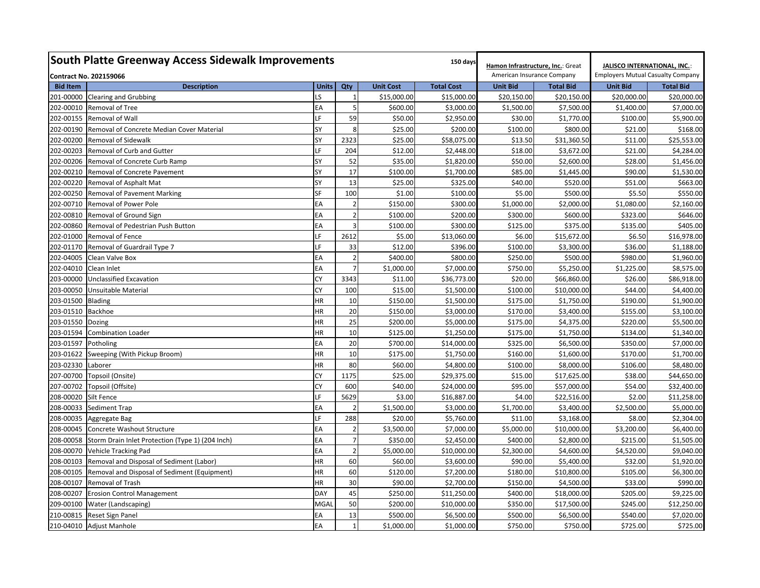# South Platte Greenway Access Sidewalk Improvements

**Contract No. 202159066**

| | | | | | | 150 days | Hamon Infrastructure, Inc.: Great American Insurance Company | | JALISCO INTERNATIONAL, INC.: Employers Mutual Casualty Company | |
|---|---|---|---|---|---|---|---|---|---|---|
| **Bid Item** | **Description** | **Units** | **Qty** | **Unit Cost** | **Total Cost** | | **Unit Bid** | **Total Bid** | **Unit Bid** | **Total Bid** |
| 201-00000 | Clearing and Grubbing | LS | 1 | $15,000.00 | $15,000.00 | | $20,150.00 | $20,150.00 | $20,000.00 | $20,000.00 |
| 202-00010 | Removal of Tree | EA | 5 | $600.00 | $3,000.00 | | $1,500.00 | $7,500.00 | $1,400.00 | $7,000.00 |
| 202-00155 | Removal of Wall | LF | 59 | $50.00 | $2,950.00 | | $30.00 | $1,770.00 | $100.00 | $5,900.00 |
| 202-00190 | Removal of Concrete Median Cover Material | SY | 8 | $25.00 | $200.00 | | $100.00 | $800.00 | $21.00 | $168.00 |
| 202-00200 | Removal of Sidewalk | SY | 2323 | $25.00 | $58,075.00 | | $13.50 | $31,360.50 | $11.00 | $25,553.00 |
| 202-00203 | Removal of Curb and Gutter | LF | 204 | $12.00 | $2,448.00 | | $18.00 | $3,672.00 | $21.00 | $4,284.00 |
| 202-00206 | Removal of Concrete Curb Ramp | SY | 52 | $35.00 | $1,820.00 | | $50.00 | $2,600.00 | $28.00 | $1,456.00 |
| 202-00210 | Removal of Concrete Pavement | SY | 17 | $100.00 | $1,700.00 | | $85.00 | $1,445.00 | $90.00 | $1,530.00 |
| 202-00220 | Removal of Asphalt Mat | SY | 13 | $25.00 | $325.00 | | $40.00 | $520.00 | $51.00 | $663.00 |
| 202-00250 | Removal of Pavement Marking | SF | 100 | $1.00 | $100.00 | | $5.00 | $500.00 | $5.50 | $550.00 |
| 202-00710 | Removal of Power Pole | EA | 2 | $150.00 | $300.00 | | $1,000.00 | $2,000.00 | $1,080.00 | $2,160.00 |
| 202-00810 | Removal of Ground Sign | EA | 2 | $100.00 | $200.00 | | $300.00 | $600.00 | $323.00 | $646.00 |
| 202-00860 | Removal of Pedestrian Push Button | EA | 3 | $100.00 | $300.00 | | $125.00 | $375.00 | $135.00 | $405.00 |
| 202-01000 | Removal of Fence | LF | 2612 | $5.00 | $13,060.00 | | $6.00 | $15,672.00 | $6.50 | $16,978.00 |
| 202-01170 | Removal of Guardrail Type 7 | LF | 33 | $12.00 | $396.00 | | $100.00 | $3,300.00 | $36.00 | $1,188.00 |
| 202-04005 | Clean Valve Box | EA | 2 | $400.00 | $800.00 | | $250.00 | $500.00 | $980.00 | $1,960.00 |
| 202-04010 | Clean Inlet | EA | 7 | $1,000.00 | $7,000.00 | | $750.00 | $5,250.00 | $1,225.00 | $8,575.00 |
| 203-00000 | Unclassified Excavation | CY | 3343 | $11.00 | $36,773.00 | | $20.00 | $66,860.00 | $26.00 | $86,918.00 |
| 203-00050 | Unsuitable Material | CY | 100 | $15.00 | $1,500.00 | | $100.00 | $10,000.00 | $44.00 | $4,400.00 |
| 203-01500 | Blading | HR | 10 | $150.00 | $1,500.00 | | $175.00 | $1,750.00 | $190.00 | $1,900.00 |
| 203-01510 | Backhoe | HR | 20 | $150.00 | $3,000.00 | | $170.00 | $3,400.00 | $155.00 | $3,100.00 |
| 203-01550 | Dozing | HR | 25 | $200.00 | $5,000.00 | | $175.00 | $4,375.00 | $220.00 | $5,500.00 |
| 203-01594 | Combination Loader | HR | 10 | $125.00 | $1,250.00 | | $175.00 | $1,750.00 | $134.00 | $1,340.00 |
| 203-01597 | Potholing | EA | 20 | $700.00 | $14,000.00 | | $325.00 | $6,500.00 | $350.00 | $7,000.00 |
| 203-01622 | Sweeping (With Pickup Broom) | HR | 10 | $175.00 | $1,750.00 | | $160.00 | $1,600.00 | $170.00 | $1,700.00 |
| 203-02330 | Laborer | HR | 80 | $60.00 | $4,800.00 | | $100.00 | $8,000.00 | $106.00 | $8,480.00 |
| 207-00700 | Topsoil (Onsite) | CY | 1175 | $25.00 | $29,375.00 | | $15.00 | $17,625.00 | $38.00 | $44,650.00 |
| 207-00702 | Topsoil (Offsite) | CY | 600 | $40.00 | $24,000.00 | | $95.00 | $57,000.00 | $54.00 | $32,400.00 |
| 208-00020 | Silt Fence | LF | 5629 | $3.00 | $16,887.00 | | $4.00 | $22,516.00 | $2.00 | $11,258.00 |
| 208-00033 | Sediment Trap | EA | 2 | $1,500.00 | $3,000.00 | | $1,700.00 | $3,400.00 | $2,500.00 | $5,000.00 |
| 208-00035 | Aggregate Bag | LF | 288 | $20.00 | $5,760.00 | | $11.00 | $3,168.00 | $8.00 | $2,304.00 |
| 208-00045 | Concrete Washout Structure | EA | 2 | $3,500.00 | $7,000.00 | | $5,000.00 | $10,000.00 | $3,200.00 | $6,400.00 |
| 208-00058 | Storm Drain Inlet Protection (Type 1) (204 Inch) | EA | 7 | $350.00 | $2,450.00 | | $400.00 | $2,800.00 | $215.00 | $1,505.00 |
| 208-00070 | Vehicle Tracking Pad | EA | 2 | $5,000.00 | $10,000.00 | | $2,300.00 | $4,600.00 | $4,520.00 | $9,040.00 |
| 208-00103 | Removal and Disposal of Sediment (Labor) | HR | 60 | $60.00 | $3,600.00 | | $90.00 | $5,400.00 | $32.00 | $1,920.00 |
| 208-00105 | Removal and Disposal of Sediment (Equipment) | HR | 60 | $120.00 | $7,200.00 | | $180.00 | $10,800.00 | $105.00 | $6,300.00 |
| 208-00107 | Removal of Trash | HR | 30 | $90.00 | $2,700.00 | | $150.00 | $4,500.00 | $33.00 | $990.00 |
| 208-00207 | Erosion Control Management | DAY | 45 | $250.00 | $11,250.00 | | $400.00 | $18,000.00 | $205.00 | $9,225.00 |
| 209-00100 | Water (Landscaping) | MGAL | 50 | $200.00 | $10,000.00 | | $350.00 | $17,500.00 | $245.00 | $12,250.00 |
| 210-00815 | Reset Sign Panel | EA | 13 | $500.00 | $6,500.00 | | $500.00 | $6,500.00 | $540.00 | $7,020.00 |
| 210-04010 | Adjust Manhole | EA | 1 | $1,000.00 | $1,000.00 | | $750.00 | $750.00 | $725.00 | $725.00 |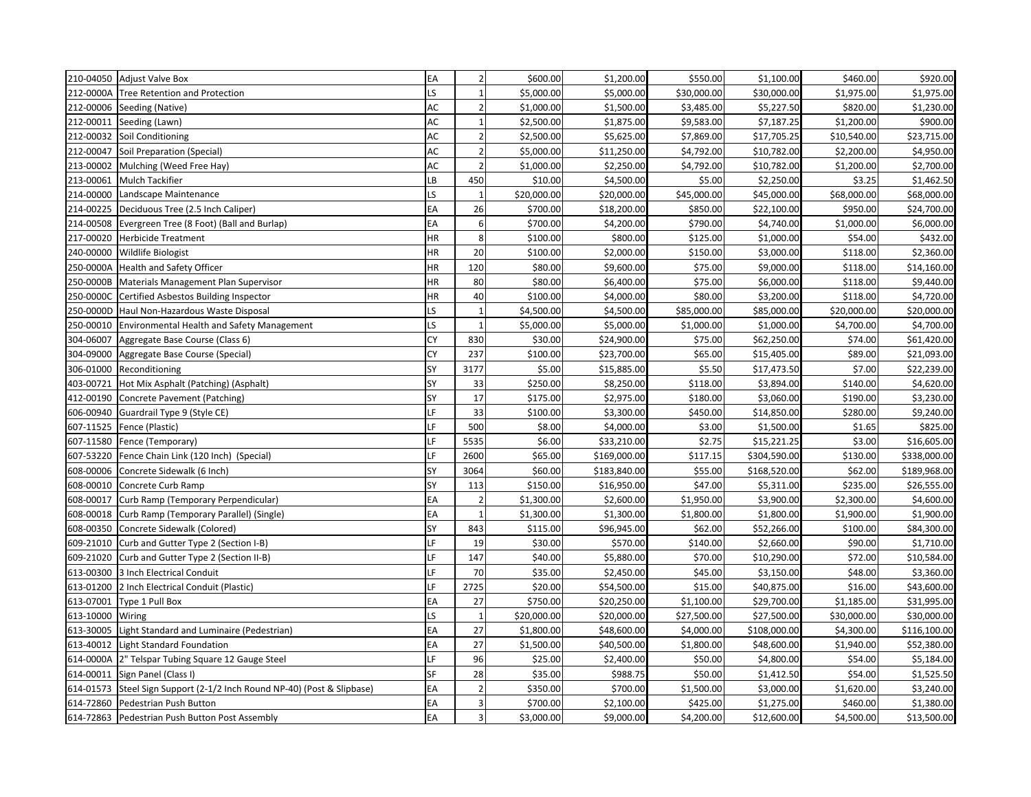| | | | | | | | | | |
|---|---|---|---|---|---|---|---|---|---|
| 210-04050 | Adjust Valve Box | EA | 2 | $600.00 | $1,200.00 | $550.00 | $1,100.00 | $460.00 | $920.00 |
| 212-0000A | Tree Retention and Protection | LS | 1 | $5,000.00 | $5,000.00 | $30,000.00 | $30,000.00 | $1,975.00 | $1,975.00 |
| 212-00006 | Seeding (Native) | AC | 2 | $1,000.00 | $1,500.00 | $3,485.00 | $5,227.50 | $820.00 | $1,230.00 |
| 212-00011 | Seeding (Lawn) | AC | 1 | $2,500.00 | $1,875.00 | $9,583.00 | $7,187.25 | $1,200.00 | $900.00 |
| 212-00032 | Soil Conditioning | AC | 2 | $2,500.00 | $5,625.00 | $7,869.00 | $17,705.25 | $10,540.00 | $23,715.00 |
| 212-00047 | Soil Preparation (Special) | AC | 2 | $5,000.00 | $11,250.00 | $4,792.00 | $10,782.00 | $2,200.00 | $4,950.00 |
| 213-00002 | Mulching (Weed Free Hay) | AC | 2 | $1,000.00 | $2,250.00 | $4,792.00 | $10,782.00 | $1,200.00 | $2,700.00 |
| 213-00061 | Mulch Tackifier | LB | 450 | $10.00 | $4,500.00 | $5.00 | $2,250.00 | $3.25 | $1,462.50 |
| 214-00000 | Landscape Maintenance | LS | 1 | $20,000.00 | $20,000.00 | $45,000.00 | $45,000.00 | $68,000.00 | $68,000.00 |
| 214-00225 | Deciduous Tree (2.5 Inch Caliper) | EA | 26 | $700.00 | $18,200.00 | $850.00 | $22,100.00 | $950.00 | $24,700.00 |
| 214-00508 | Evergreen Tree (8 Foot) (Ball and Burlap) | EA | 6 | $700.00 | $4,200.00 | $790.00 | $4,740.00 | $1,000.00 | $6,000.00 |
| 217-00020 | Herbicide Treatment | HR | 8 | $100.00 | $800.00 | $125.00 | $1,000.00 | $54.00 | $432.00 |
| 240-00000 | Wildlife Biologist | HR | 20 | $100.00 | $2,000.00 | $150.00 | $3,000.00 | $118.00 | $2,360.00 |
| 250-0000A | Health and Safety Officer | HR | 120 | $80.00 | $9,600.00 | $75.00 | $9,000.00 | $118.00 | $14,160.00 |
| 250-0000B | Materials Management Plan Supervisor | HR | 80 | $80.00 | $6,400.00 | $75.00 | $6,000.00 | $118.00 | $9,440.00 |
| 250-0000C | Certified Asbestos Building Inspector | HR | 40 | $100.00 | $4,000.00 | $80.00 | $3,200.00 | $118.00 | $4,720.00 |
| 250-0000D | Haul Non-Hazardous Waste Disposal | LS | 1 | $4,500.00 | $4,500.00 | $85,000.00 | $85,000.00 | $20,000.00 | $20,000.00 |
| 250-00010 | Environmental Health and Safety Management | LS | 1 | $5,000.00 | $5,000.00 | $1,000.00 | $1,000.00 | $4,700.00 | $4,700.00 |
| 304-06007 | Aggregate Base Course (Class 6) | CY | 830 | $30.00 | $24,900.00 | $75.00 | $62,250.00 | $74.00 | $61,420.00 |
| 304-09000 | Aggregate Base Course (Special) | CY | 237 | $100.00 | $23,700.00 | $65.00 | $15,405.00 | $89.00 | $21,093.00 |
| 306-01000 | Reconditioning | SY | 3177 | $5.00 | $15,885.00 | $5.50 | $17,473.50 | $7.00 | $22,239.00 |
| 403-00721 | Hot Mix Asphalt (Patching) (Asphalt) | SY | 33 | $250.00 | $8,250.00 | $118.00 | $3,894.00 | $140.00 | $4,620.00 |
| 412-00190 | Concrete Pavement (Patching) | SY | 17 | $175.00 | $2,975.00 | $180.00 | $3,060.00 | $190.00 | $3,230.00 |
| 606-00940 | Guardrail Type 9 (Style CE) | LF | 33 | $100.00 | $3,300.00 | $450.00 | $14,850.00 | $280.00 | $9,240.00 |
| 607-11525 | Fence (Plastic) | LF | 500 | $8.00 | $4,000.00 | $3.00 | $1,500.00 | $1.65 | $825.00 |
| 607-11580 | Fence (Temporary) | LF | 5535 | $6.00 | $33,210.00 | $2.75 | $15,221.25 | $3.00 | $16,605.00 |
| 607-53220 | Fence Chain Link (120 Inch) (Special) | LF | 2600 | $65.00 | $169,000.00 | $117.15 | $304,590.00 | $130.00 | $338,000.00 |
| 608-00006 | Concrete Sidewalk (6 Inch) | SY | 3064 | $60.00 | $183,840.00 | $55.00 | $168,520.00 | $62.00 | $189,968.00 |
| 608-00010 | Concrete Curb Ramp | SY | 113 | $150.00 | $16,950.00 | $47.00 | $5,311.00 | $235.00 | $26,555.00 |
| 608-00017 | Curb Ramp (Temporary Perpendicular) | EA | 2 | $1,300.00 | $2,600.00 | $1,950.00 | $3,900.00 | $2,300.00 | $4,600.00 |
| 608-00018 | Curb Ramp (Temporary Parallel) (Single) | EA | 1 | $1,300.00 | $1,300.00 | $1,800.00 | $1,800.00 | $1,900.00 | $1,900.00 |
| 608-00350 | Concrete Sidewalk (Colored) | SY | 843 | $115.00 | $96,945.00 | $62.00 | $52,266.00 | $100.00 | $84,300.00 |
| 609-21010 | Curb and Gutter Type 2 (Section I-B) | LF | 19 | $30.00 | $570.00 | $140.00 | $2,660.00 | $90.00 | $1,710.00 |
| 609-21020 | Curb and Gutter Type 2 (Section II-B) | LF | 147 | $40.00 | $5,880.00 | $70.00 | $10,290.00 | $72.00 | $10,584.00 |
| 613-00300 | 3 Inch Electrical Conduit | LF | 70 | $35.00 | $2,450.00 | $45.00 | $3,150.00 | $48.00 | $3,360.00 |
| 613-01200 | 2 Inch Electrical Conduit (Plastic) | LF | 2725 | $20.00 | $54,500.00 | $15.00 | $40,875.00 | $16.00 | $43,600.00 |
| 613-07001 | Type 1 Pull Box | EA | 27 | $750.00 | $20,250.00 | $1,100.00 | $29,700.00 | $1,185.00 | $31,995.00 |
| 613-10000 | Wiring | LS | 1 | $20,000.00 | $20,000.00 | $27,500.00 | $27,500.00 | $30,000.00 | $30,000.00 |
| 613-30005 | Light Standard and Luminaire (Pedestrian) | EA | 27 | $1,800.00 | $48,600.00 | $4,000.00 | $108,000.00 | $4,300.00 | $116,100.00 |
| 613-40012 | Light Standard Foundation | EA | 27 | $1,500.00 | $40,500.00 | $1,800.00 | $48,600.00 | $1,940.00 | $52,380.00 |
| 614-0000A | 2" Telspar Tubing Square 12 Gauge Steel | LF | 96 | $25.00 | $2,400.00 | $50.00 | $4,800.00 | $54.00 | $5,184.00 |
| 614-00011 | Sign Panel (Class I) | SF | 28 | $35.00 | $988.75 | $50.00 | $1,412.50 | $54.00 | $1,525.50 |
| 614-01573 | Steel Sign Support (2-1/2 Inch Round NP-40) (Post & Slipbase) | EA | 2 | $350.00 | $700.00 | $1,500.00 | $3,000.00 | $1,620.00 | $3,240.00 |
| 614-72860 | Pedestrian Push Button | EA | 3 | $700.00 | $2,100.00 | $425.00 | $1,275.00 | $460.00 | $1,380.00 |
| 614-72863 | Pedestrian Push Button Post Assembly | EA | 3 | $3,000.00 | $9,000.00 | $4,200.00 | $12,600.00 | $4,500.00 | $13,500.00 |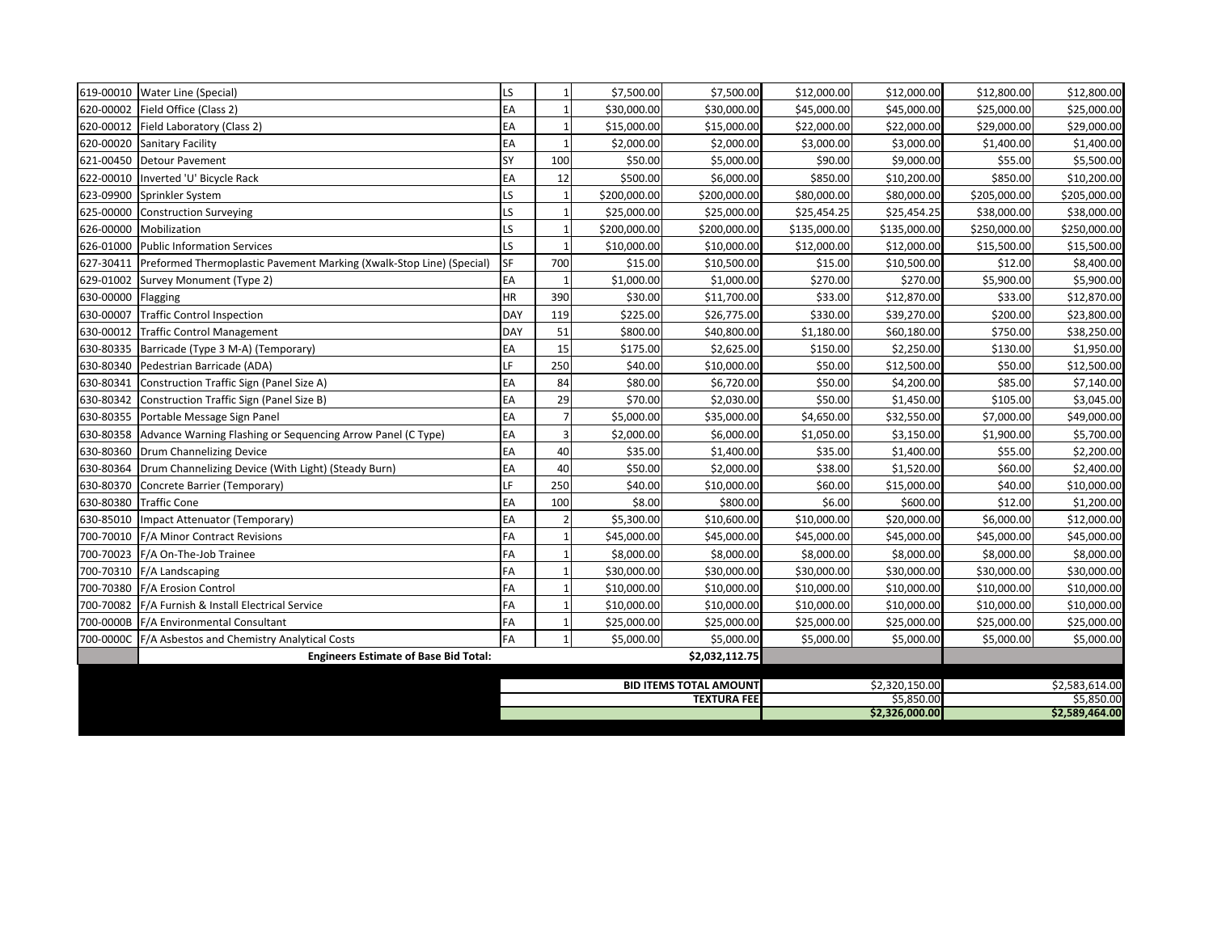| | | | | | | | | | |
|---|---|---|---|---|---|---|---|---|---|
| 619-00010 | Water Line (Special) | LS | 1 | $7,500.00 | $7,500.00 | $12,000.00 | $12,000.00 | $12,800.00 | $12,800.00 |
| 620-00002 | Field Office (Class 2) | EA | 1 | $30,000.00 | $30,000.00 | $45,000.00 | $45,000.00 | $25,000.00 | $25,000.00 |
| 620-00012 | Field Laboratory (Class 2) | EA | 1 | $15,000.00 | $15,000.00 | $22,000.00 | $22,000.00 | $29,000.00 | $29,000.00 |
| 620-00020 | Sanitary Facility | EA | 1 | $2,000.00 | $2,000.00 | $3,000.00 | $3,000.00 | $1,400.00 | $1,400.00 |
| 621-00450 | Detour Pavement | SY | 100 | $50.00 | $5,000.00 | $90.00 | $9,000.00 | $55.00 | $5,500.00 |
| 622-00010 | Inverted 'U' Bicycle Rack | EA | 12 | $500.00 | $6,000.00 | $850.00 | $10,200.00 | $850.00 | $10,200.00 |
| 623-09900 | Sprinkler System | LS | 1 | $200,000.00 | $200,000.00 | $80,000.00 | $80,000.00 | $205,000.00 | $205,000.00 |
| 625-00000 | Construction Surveying | LS | 1 | $25,000.00 | $25,000.00 | $25,454.25 | $25,454.25 | $38,000.00 | $38,000.00 |
| 626-00000 | Mobilization | LS | 1 | $200,000.00 | $200,000.00 | $135,000.00 | $135,000.00 | $250,000.00 | $250,000.00 |
| 626-01000 | Public Information Services | LS | 1 | $10,000.00 | $10,000.00 | $12,000.00 | $12,000.00 | $15,500.00 | $15,500.00 |
| 627-30411 | Preformed Thermoplastic Pavement Marking (Xwalk-Stop Line) (Special) | SF | 700 | $15.00 | $10,500.00 | $15.00 | $10,500.00 | $12.00 | $8,400.00 |
| 629-01002 | Survey Monument (Type 2) | EA | 1 | $1,000.00 | $1,000.00 | $270.00 | $270.00 | $5,900.00 | $5,900.00 |
| 630-00000 | Flagging | HR | 390 | $30.00 | $11,700.00 | $33.00 | $12,870.00 | $33.00 | $12,870.00 |
| 630-00007 | Traffic Control Inspection | DAY | 119 | $225.00 | $26,775.00 | $330.00 | $39,270.00 | $200.00 | $23,800.00 |
| 630-00012 | Traffic Control Management | DAY | 51 | $800.00 | $40,800.00 | $1,180.00 | $60,180.00 | $750.00 | $38,250.00 |
| 630-80335 | Barricade (Type 3 M-A) (Temporary) | EA | 15 | $175.00 | $2,625.00 | $150.00 | $2,250.00 | $130.00 | $1,950.00 |
| 630-80340 | Pedestrian Barricade (ADA) | LF | 250 | $40.00 | $10,000.00 | $50.00 | $12,500.00 | $50.00 | $12,500.00 |
| 630-80341 | Construction Traffic Sign (Panel Size A) | EA | 84 | $80.00 | $6,720.00 | $50.00 | $4,200.00 | $85.00 | $7,140.00 |
| 630-80342 | Construction Traffic Sign (Panel Size B) | EA | 29 | $70.00 | $2,030.00 | $50.00 | $1,450.00 | $105.00 | $3,045.00 |
| 630-80355 | Portable Message Sign Panel | EA | 7 | $5,000.00 | $35,000.00 | $4,650.00 | $32,550.00 | $7,000.00 | $49,000.00 |
| 630-80358 | Advance Warning Flashing or Sequencing Arrow Panel (C Type) | EA | 3 | $2,000.00 | $6,000.00 | $1,050.00 | $3,150.00 | $1,900.00 | $5,700.00 |
| 630-80360 | Drum Channelizing Device | EA | 40 | $35.00 | $1,400.00 | $35.00 | $1,400.00 | $55.00 | $2,200.00 |
| 630-80364 | Drum Channelizing Device (With Light) (Steady Burn) | EA | 40 | $50.00 | $2,000.00 | $38.00 | $1,520.00 | $60.00 | $2,400.00 |
| 630-80370 | Concrete Barrier (Temporary) | LF | 250 | $40.00 | $10,000.00 | $60.00 | $15,000.00 | $40.00 | $10,000.00 |
| 630-80380 | Traffic Cone | EA | 100 | $8.00 | $800.00 | $6.00 | $600.00 | $12.00 | $1,200.00 |
| 630-85010 | Impact Attenuator (Temporary) | EA | 2 | $5,300.00 | $10,600.00 | $10,000.00 | $20,000.00 | $6,000.00 | $12,000.00 |
| 700-70010 | F/A Minor Contract Revisions | FA | 1 | $45,000.00 | $45,000.00 | $45,000.00 | $45,000.00 | $45,000.00 | $45,000.00 |
| 700-70023 | F/A On-The-Job Trainee | FA | 1 | $8,000.00 | $8,000.00 | $8,000.00 | $8,000.00 | $8,000.00 | $8,000.00 |
| 700-70310 | F/A Landscaping | FA | 1 | $30,000.00 | $30,000.00 | $30,000.00 | $30,000.00 | $30,000.00 | $30,000.00 |
| 700-70380 | F/A Erosion Control | FA | 1 | $10,000.00 | $10,000.00 | $10,000.00 | $10,000.00 | $10,000.00 | $10,000.00 |
| 700-70082 | F/A Furnish & Install Electrical Service | FA | 1 | $10,000.00 | $10,000.00 | $10,000.00 | $10,000.00 | $10,000.00 | $10,000.00 |
| 700-0000B | F/A Environmental Consultant | FA | 1 | $25,000.00 | $25,000.00 | $25,000.00 | $25,000.00 | $25,000.00 | $25,000.00 |
| 700-0000C | F/A Asbestos and Chemistry Analytical Costs | FA | 1 | $5,000.00 | $5,000.00 | $5,000.00 | $5,000.00 | $5,000.00 | $5,000.00 |
| | **Engineers Estimate of Base Bid Total:** | | | | **$2,032,112.75** | | | | |
| | | | | | **BID ITEMS TOTAL AMOUNT** | | $2,320,150.00 | | $2,583,614.00 |
| | | | | | **TEXTURA FEE** | | $5,850.00 | | $5,850.00 |
| | | | | | | | **$2,326,000.00** | | **$2,589,464.00** |